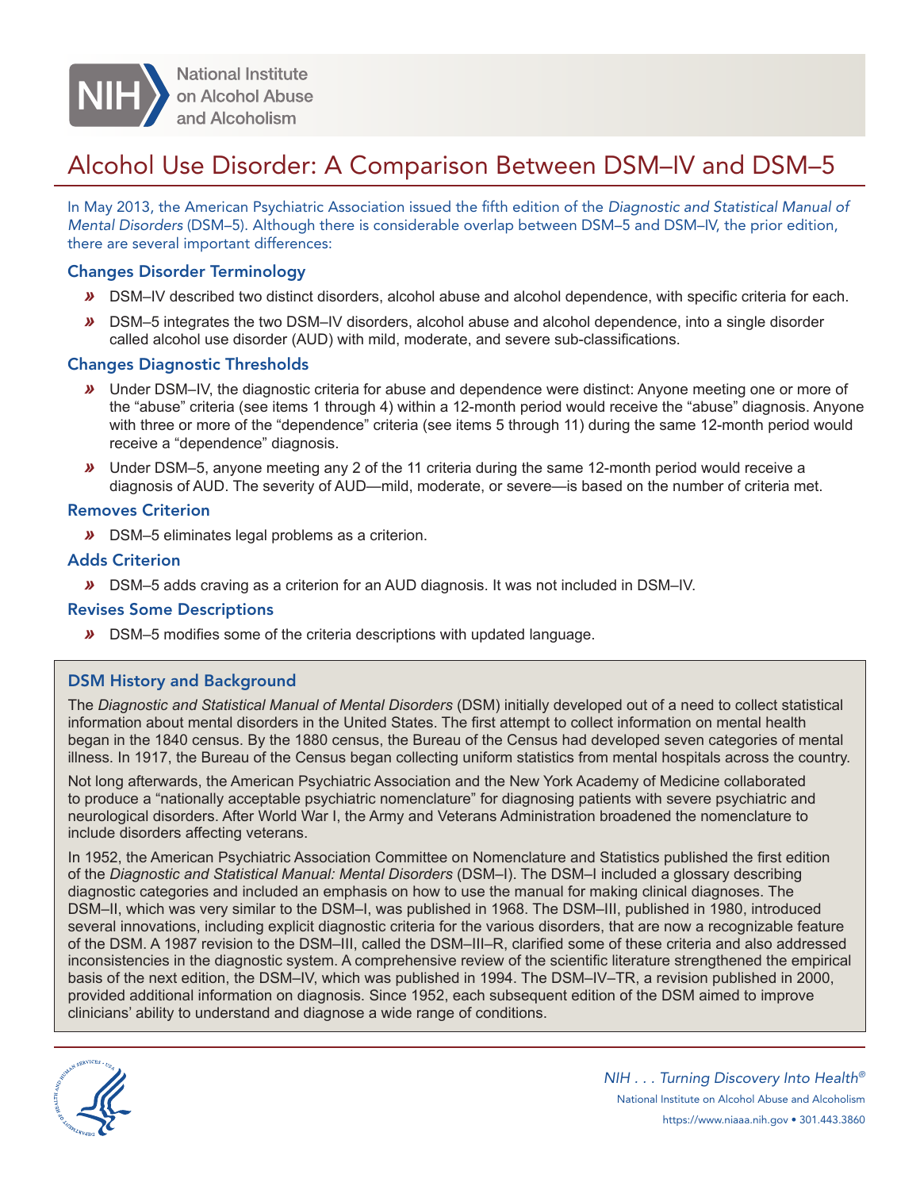National Institute on Alcohol Abuse and Alcoholism

# Alcohol Use Disorder: A Comparison Between DSM–IV and DSM–5

In May 2013, the American Psychiatric Association issued the fifth edition of the *Diagnostic and Statistical Manual of Mental Disorders* (DSM–5). Although there is considerable overlap between DSM–5 and DSM–IV, the prior edition, there are several important differences:

### Changes Disorder Terminology

- DSM–IV described two distinct disorders, alcohol abuse and alcohol dependence, with specific criteria for each.
- DSM–5 integrates the two DSM–IV disorders, alcohol abuse and alcohol dependence, into a single disorder called alcohol use disorder (AUD) with mild, moderate, and severe sub-classifications.

### Changes Diagnostic Thresholds

- Under DSM–IV, the diagnostic criteria for abuse and dependence were distinct: Anyone meeting one or more of the "abuse" criteria (see items 1 through 4) within a 12-month period would receive the "abuse" diagnosis. Anyone with three or more of the "dependence" criteria (see items 5 through 11) during the same 12-month period would receive a "dependence" diagnosis.
- Under DSM–5, anyone meeting any 2 of the 11 criteria during the same 12-month period would receive a diagnosis of AUD. The severity of AUD—mild, moderate, or severe—is based on the number of criteria met.

### Removes Criterion

- DSM–5 eliminates legal problems as a criterion.

### Adds Criterion

- DSM–5 adds craving as a criterion for an AUD diagnosis. It was not included in DSM–IV.

### Revises Some Descriptions

- DSM–5 modifies some of the criteria descriptions with updated language.

### DSM History and Background

The *Diagnostic and Statistical Manual of Mental Disorders* (DSM) initially developed out of a need to collect statistical information about mental disorders in the United States. The first attempt to collect information on mental health began in the 1840 census. By the 1880 census, the Bureau of the Census had developed seven categories of mental illness. In 1917, the Bureau of the Census began collecting uniform statistics from mental hospitals across the country.

Not long afterwards, the American Psychiatric Association and the New York Academy of Medicine collaborated to produce a "nationally acceptable psychiatric nomenclature" for diagnosing patients with severe psychiatric and neurological disorders. After World War I, the Army and Veterans Administration broadened the nomenclature to include disorders affecting veterans.

In 1952, the American Psychiatric Association Committee on Nomenclature and Statistics published the first edition of the *Diagnostic and Statistical Manual: Mental Disorders* (DSM–I). The DSM–I included a glossary describing diagnostic categories and included an emphasis on how to use the manual for making clinical diagnoses. The DSM–II, which was very similar to the DSM–I, was published in 1968. The DSM–III, published in 1980, introduced several innovations, including explicit diagnostic criteria for the various disorders, that are now a recognizable feature of the DSM. A 1987 revision to the DSM–III, called the DSM–III–R, clarified some of these criteria and also addressed inconsistencies in the diagnostic system. A comprehensive review of the scientific literature strengthened the empirical basis of the next edition, the DSM–IV, which was published in 1994. The DSM–IV–TR, a revision published in 2000, provided additional information on diagnosis. Since 1952, each subsequent edition of the DSM aimed to improve clinicians' ability to understand and diagnose a wide range of conditions.

*NIH . . . Turning Discovery Into Health®*

National Institute on Alcohol Abuse and Alcoholism

https://www.niaaa.nih.gov • 301.443.3860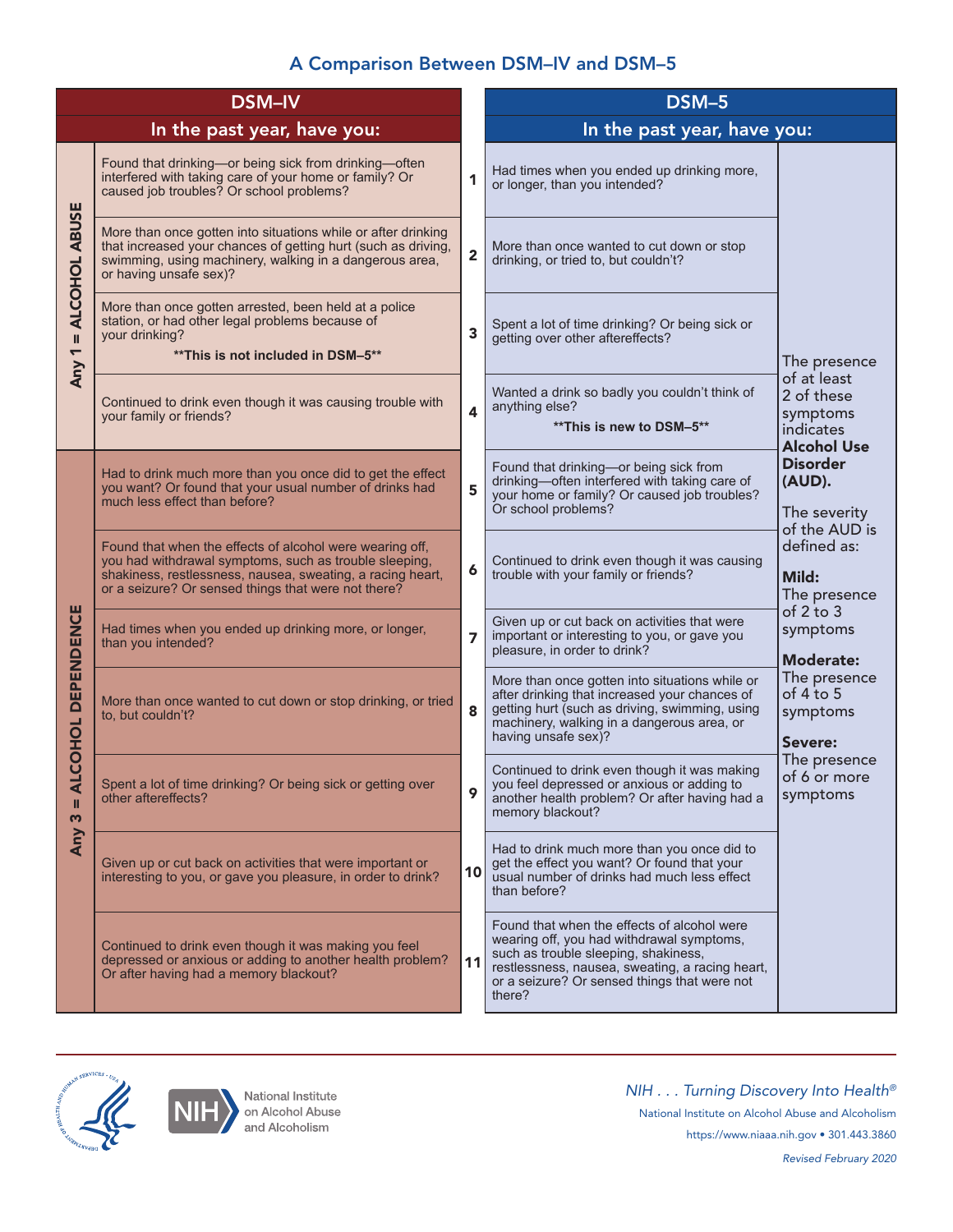## A Comparison Between DSM–IV and DSM–5

| DSM–IV: In the past year, have you: | | # | DSM–5: In the past year, have you: | |
|---|---|---|---|---|
| Any 1 = ALCOHOL ABUSE | Found that drinking—or being sick from drinking—often interfered with taking care of your home or family? Or caused job troubles? Or school problems? | 1 | Had times when you ended up drinking more, or longer, than you intended? | The presence of at least 2 of these symptoms indicates **Alcohol Use Disorder (AUD).** The severity of the AUD is defined as: **Mild:** The presence of 2 to 3 symptoms **Moderate:** The presence of 4 to 5 symptoms **Severe:** The presence of 6 or more symptoms |
| | More than once gotten into situations while or after drinking that increased your chances of getting hurt (such as driving, swimming, using machinery, walking in a dangerous area, or having unsafe sex)? | 2 | More than once wanted to cut down or stop drinking, or tried to, but couldn't? | |
| | More than once gotten arrested, been held at a police station, or had other legal problems because of your drinking? **This is not included in DSM–5** | 3 | Spent a lot of time drinking? Or being sick or getting over other aftereffects? | |
| | Continued to drink even though it was causing trouble with your family or friends? | 4 | Wanted a drink so badly you couldn't think of anything else? **This is new to DSM–5** | |
| Any 3 = ALCOHOL DEPENDENCE | Had to drink much more than you once did to get the effect you want? Or found that your usual number of drinks had much less effect than before? | 5 | Found that drinking—or being sick from drinking—often interfered with taking care of your home or family? Or caused job troubles? Or school problems? | |
| | Found that when the effects of alcohol were wearing off, you had withdrawal symptoms, such as trouble sleeping, shakiness, restlessness, nausea, sweating, a racing heart, or a seizure? Or sensed things that were not there? | 6 | Continued to drink even though it was causing trouble with your family or friends? | |
| | Had times when you ended up drinking more, or longer, than you intended? | 7 | Given up or cut back on activities that were important or interesting to you, or gave you pleasure, in order to drink? | |
| | More than once wanted to cut down or stop drinking, or tried to, but couldn't? | 8 | More than once gotten into situations while or after drinking that increased your chances of getting hurt (such as driving, swimming, using machinery, walking in a dangerous area, or having unsafe sex)? | |
| | Spent a lot of time drinking? Or being sick or getting over other aftereffects? | 9 | Continued to drink even though it was making you feel depressed or anxious or adding to another health problem? Or after having had a memory blackout? | |
| | Given up or cut back on activities that were important or interesting to you, or gave you pleasure, in order to drink? | 10 | Had to drink much more than you once did to get the effect you want? Or found that your usual number of drinks had much less effect than before? | |
| | Continued to drink even though it was making you feel depressed or anxious or adding to another health problem? Or after having had a memory blackout? | 11 | Found that when the effects of alcohol were wearing off, you had withdrawal symptoms, such as trouble sleeping, shakiness, restlessness, nausea, sweating, a racing heart, or a seizure? Or sensed things that were not there? | |

National Institute on Alcohol Abuse and Alcoholism

*NIH . . . Turning Discovery Into Health®*

National Institute on Alcohol Abuse and Alcoholism

https://www.niaaa.nih.gov • 301.443.3860

*Revised February 2020*